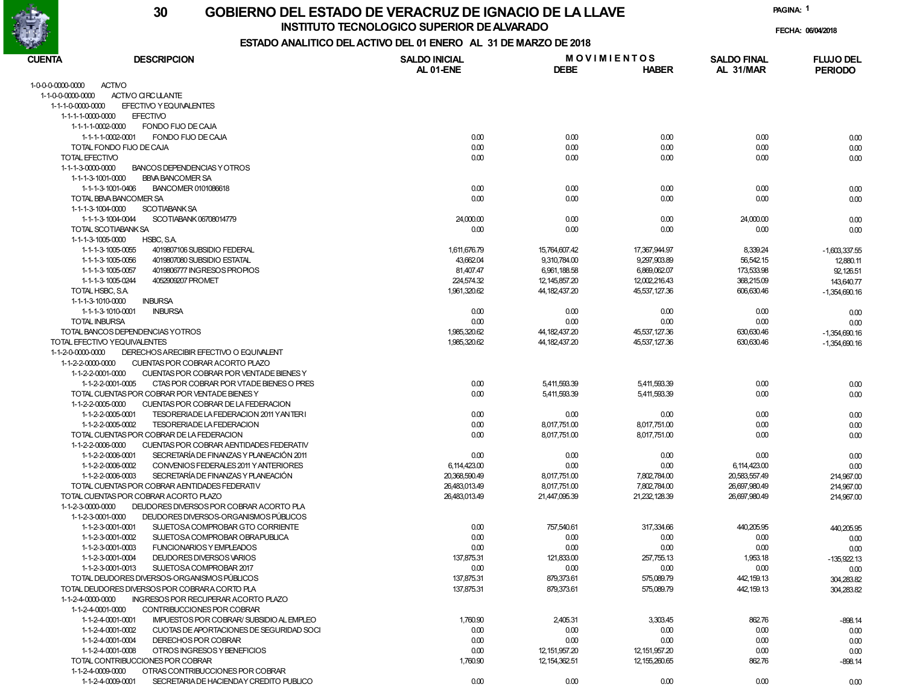# GOBIERNO DEL ESTADO DE VERACRUZ DE IGNACIO DE LA LLAVE

## INSTITUTO TECNOLOGICO SUPERIOR DE ALVARADO

### ESTADO ANALITICO DEL ACTIVO DEL 01 ENERO AL 31 DE MARZO DE 2018

30

FECHA: 06/04/2018

| CUENTA | DESCRIPCION | SALDO INICIAL AL 01-ENE | MOVIMIENTOS DEBE | MOVIMIENTOS HABER | SALDO FINAL AL 31/MAR | FLUJO DEL PERIODO |
|---|---|---|---|---|---|---|
| 1-0-0-0-0000-0000 | ACTIVO | | | | | |
| 1-1-0-0-0000-0000 | ACTIVO CIRCULANTE | | | | | |
| 1-1-1-0-0000-0000 | EFECTIVO Y EQUIVALENTES | | | | | |
| 1-1-1-1-0000-0000 | EFECTIVO | | | | | |
| 1-1-1-1-0002-0000 | FONDO FIJO DE CAJA | | | | | |
| 1-1-1-1-0002-0001 | FONDO FIJO DE CAJA | 0.00 | 0.00 | 0.00 | 0.00 | 0.00 |
| | TOTAL FONDO FIJO DE CAJA | 0.00 | 0.00 | 0.00 | 0.00 | 0.00 |
| | TOTAL EFECTIVO | 0.00 | 0.00 | 0.00 | 0.00 | 0.00 |
| 1-1-1-3-0000-0000 | BANCOS DEPENDENCIAS Y OTROS | | | | | |
| 1-1-1-3-1001-0000 | BBVA BANCOMER SA | | | | | |
| 1-1-1-3-1001-0406 | BANCOMER 0101086618 | 0.00 | 0.00 | 0.00 | 0.00 | 0.00 |
| | TOTAL BBVA BANCOMER SA | 0.00 | 0.00 | 0.00 | 0.00 | 0.00 |
| 1-1-1-3-1004-0000 | SCOTIABANK SA | | | | | |
| 1-1-1-3-1004-0044 | SCOTIABANK 06708014779 | 24,000.00 | 0.00 | 0.00 | 24,000.00 | 0.00 |
| | TOTAL SCOTIABANK SA | 0.00 | 0.00 | 0.00 | 0.00 | 0.00 |
| 1-1-1-3-1005-0000 | HSBC, S.A. | | | | | |
| 1-1-1-3-1005-0055 | 4019807106 SUBSIDIO FEDERAL | 1,611,676.79 | 15,764,607.42 | 17,367,944.97 | 8,339.24 | -1,603,337.55 |
| 1-1-1-3-1005-0056 | 4019807080 SUBSIDIO ESTATAL | 43,662.04 | 9,310,784.00 | 9,297,903.89 | 56,542.15 | 12,880.11 |
| 1-1-1-3-1005-0057 | 4019806777 INGRESOS PROPIOS | 81,407.47 | 6,961,188.58 | 6,869,062.07 | 173,533.98 | 92,126.51 |
| 1-1-1-3-1005-0244 | 4052909207 PROMET | 224,574.32 | 12,145,857.20 | 12,002,216.43 | 368,215.09 | 143,640.77 |
| | TOTAL HSBC, S.A. | 1,961,320.62 | 44,182,437.20 | 45,537,127.36 | 606,630.46 | -1,354,690.16 |
| 1-1-1-3-1010-0000 | INBURSA | | | | | |
| 1-1-1-3-1010-0001 | INBURSA | 0.00 | 0.00 | 0.00 | 0.00 | 0.00 |
| | TOTAL INBURSA | 0.00 | 0.00 | 0.00 | 0.00 | 0.00 |
| | TOTAL BANCOS DEPENDENCIAS Y OTROS | 1,985,320.62 | 44,182,437.20 | 45,537,127.36 | 630,630.46 | -1,354,690.16 |
| | TOTAL EFECTIVO Y EQUIVALENTES | 1,985,320.62 | 44,182,437.20 | 45,537,127.36 | 630,630.46 | -1,354,690.16 |
| 1-1-2-0-0000-0000 | DERECHOS A RECIBIR EFECTIVO O EQUIVALENT | | | | | |
| 1-1-2-2-0000-0000 | CUENTAS POR COBRAR A CORTO PLAZO | | | | | |
| 1-1-2-2-0001-0000 | CUENTAS POR COBRAR POR VENTA DE BIENES Y | | | | | |
| 1-1-2-2-0001-0005 | CTAS POR COBRAR POR VTA DE BIENES O PRES | 0.00 | 5,411,593.39 | 5,411,593.39 | 0.00 | 0.00 |
| | TOTAL CUENTAS POR COBRAR POR VENTA DE BIENES Y | 0.00 | 5,411,593.39 | 5,411,593.39 | 0.00 | 0.00 |
| 1-1-2-2-0005-0000 | CUENTAS POR COBRAR DE LA FEDERACION | | | | | |
| 1-1-2-2-0005-0001 | TESORERIA DE LA FEDERACION 2011 Y ANTERI | 0.00 | 0.00 | 0.00 | 0.00 | 0.00 |
| 1-1-2-2-0005-0002 | TESORERIA DE LA FEDERACION | 0.00 | 8,017,751.00 | 8,017,751.00 | 0.00 | 0.00 |
| | TOTAL CUENTAS POR COBRAR DE LA FEDERACION | 0.00 | 8,017,751.00 | 8,017,751.00 | 0.00 | 0.00 |
| 1-1-2-2-0006-0000 | CUENTAS POR COBRAR A ENTIDADES FEDERATIV | | | | | |
| 1-1-2-2-0006-0001 | SECRETARÍA DE FINANZAS Y PLANEACIÓN 2011 | 0.00 | 0.00 | 0.00 | 0.00 | 0.00 |
| 1-1-2-2-0006-0002 | CONVENIOS FEDERALES 2011 Y ANTERIORES | 6,114,423.00 | 0.00 | 0.00 | 6,114,423.00 | 0.00 |
| 1-1-2-2-0006-0003 | SECRETARÍA DE FINANZAS Y PLANEACIÓN | 20,368,590.49 | 8,017,751.00 | 7,802,784.00 | 20,583,557.49 | 214,967.00 |
| | TOTAL CUENTAS POR COBRAR A ENTIDADES FEDERATIV | 26,483,013.49 | 8,017,751.00 | 7,802,784.00 | 26,697,980.49 | 214,967.00 |
| | TOTAL CUENTAS POR COBRAR A CORTO PLAZO | 26,483,013.49 | 21,447,095.39 | 21,232,128.39 | 26,697,980.49 | 214,967.00 |
| 1-1-2-3-0000-0000 | DEUDORES DIVERSOS POR COBRAR A CORTO PLA | | | | | |
| 1-1-2-3-0001-0000 | DEUDORES DIVERSOS-ORGANISMOS PÚBLICOS | | | | | |
| 1-1-2-3-0001-0001 | SUJETOS A COMPROBAR GTO CORRIENTE | 0.00 | 757,540.61 | 317,334.66 | 440,205.95 | 440,205.95 |
| 1-1-2-3-0001-0002 | SUJETOS A COMPROBAR OBRA PUBLICA | 0.00 | 0.00 | 0.00 | 0.00 | 0.00 |
| 1-1-2-3-0001-0003 | FUNCIONARIOS Y EMPLEADOS | 0.00 | 0.00 | 0.00 | 0.00 | 0.00 |
| 1-1-2-3-0001-0004 | DEUDORES DIVERSOS VARIOS | 137,875.31 | 121,833.00 | 257,755.13 | 1,953.18 | -135,922.13 |
| 1-1-2-3-0001-0013 | SUJETOS A COMPROBAR 2017 | 0.00 | 0.00 | 0.00 | 0.00 | 0.00 |
| | TOTAL DEUDORES DIVERSOS-ORGANISMOS PÚBLICOS | 137,875.31 | 879,373.61 | 575,089.79 | 442,159.13 | 304,283.82 |
| | TOTAL DEUDORES DIVERSOS POR COBRAR A CORTO PLA | 137,875.31 | 879,373.61 | 575,089.79 | 442,159.13 | 304,283.82 |
| 1-1-2-4-0000-0000 | INGRESOS POR RECUPERAR A CORTO PLAZO | | | | | |
| 1-1-2-4-0001-0000 | CONTRIBUCCIONES POR COBRAR | | | | | |
| 1-1-2-4-0001-0001 | IMPUESTOS POR COBRAR/ SUBSIDIO AL EMPLEO | 1,760.90 | 2,405.31 | 3,303.45 | 862.76 | -898.14 |
| 1-1-2-4-0001-0002 | CUOTAS DE APORTACIONES DE SEGURIDAD SOCI | 0.00 | 0.00 | 0.00 | 0.00 | 0.00 |
| 1-1-2-4-0001-0004 | DERECHOS POR COBRAR | 0.00 | 0.00 | 0.00 | 0.00 | 0.00 |
| 1-1-2-4-0001-0008 | OTROS INGRESOS Y BENEFICIOS | 0.00 | 12,151,957.20 | 12,151,957.20 | 0.00 | 0.00 |
| | TOTAL CONTRIBUCCIONES POR COBRAR | 1,760.90 | 12,154,362.51 | 12,155,260.65 | 862.76 | -898.14 |
| 1-1-2-4-0009-0000 | OTRAS CONTRIBUCCIONES POR COBRAR | | | | | |
| 1-1-2-4-0009-0001 | SECRETARIA DE HACIENDA Y CREDITO PUBLICO | 0.00 | 0.00 | 0.00 | 0.00 | 0.00 |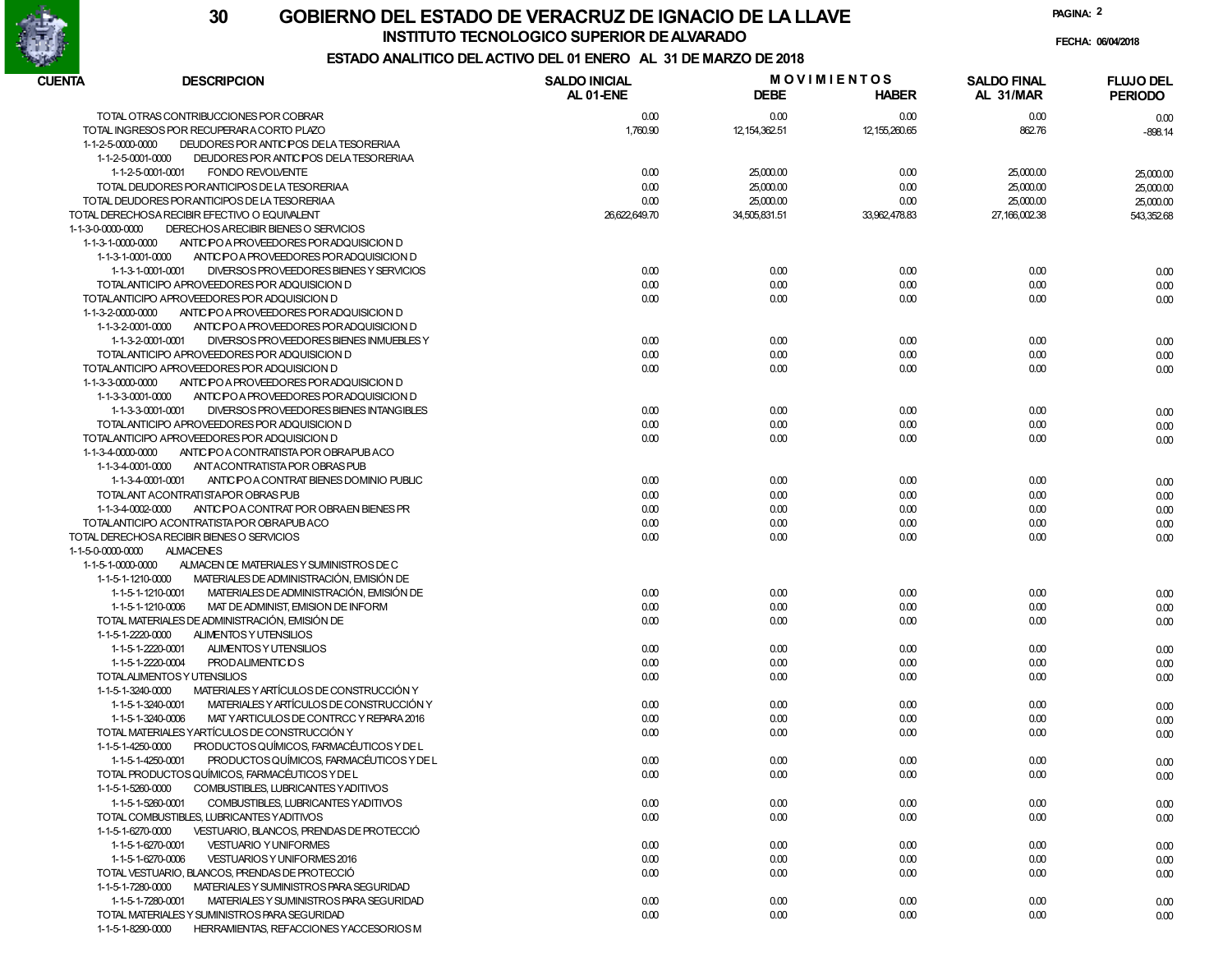# GOBIERNO DEL ESTADO DE VERACRUZ DE IGNACIO DE LA LLAVE

## INSTITUTO TECNOLOGICO SUPERIOR DE ALVARADO

### ESTADO ANALITICO DEL ACTIVO DEL 01 ENERO AL 31 DE MARZO DE 2018

FECHA: 06/04/2018

| CUENTA | DESCRIPCION | SALDO INICIAL AL 01-ENE | MOVIMIENTOS DEBE | MOVIMIENTOS HABER | SALDO FINAL AL 31/MAR | FLUJO DEL PERIODO |
|---|---|---|---|---|---|---|
| | TOTAL OTRAS CONTRIBUCCIONES POR COBRAR | 0.00 | 0.00 | 0.00 | 0.00 | 0.00 |
| | TOTAL INGRESOS POR RECUPERAR A CORTO PLAZO | 1,760.90 | 12,154,362.51 | 12,155,260.65 | 862.76 | -898.14 |
| 1-1-2-5-0000-0000 | DEUDORES POR ANTICIPOS DE LA TESORERIAA | | | | | |
| 1-1-2-5-0001-0000 | DEUDORES POR ANTICIPOS DE LA TESORERIAA | | | | | |
| 1-1-2-5-0001-0001 | FONDO REVOLVENTE | 0.00 | 25,000.00 | 0.00 | 25,000.00 | 25,000.00 |
| | TOTAL DEUDORES POR ANTICIPOS DE LA TESORERIAA | 0.00 | 25,000.00 | 0.00 | 25,000.00 | 25,000.00 |
| | TOTAL DEUDORES POR ANTICIPOS DE LA TESORERIAA | 0.00 | 25,000.00 | 0.00 | 25,000.00 | 25,000.00 |
| | TOTAL DERECHOS A RECIBIR EFECTIVO O EQUIVALENT | 26,622,649.70 | 34,505,831.51 | 33,962,478.83 | 27,166,002.38 | 543,352.68 |
| 1-1-3-0-0000-0000 | DERECHOS A RECIBIR BIENES O SERVICIOS | | | | | |
| 1-1-3-1-0000-0000 | ANTICIPO A PROVEEDORES POR ADQUISICION D | | | | | |
| 1-1-3-1-0001-0000 | ANTICIPO A PROVEEDORES POR ADQUISICION D | | | | | |
| 1-1-3-1-0001-0001 | DIVERSOS PROVEEDORES BIENES Y SERVICIOS | 0.00 | 0.00 | 0.00 | 0.00 | 0.00 |
| | TOTAL ANTICIPO A PROVEEDORES POR ADQUISICION D | 0.00 | 0.00 | 0.00 | 0.00 | 0.00 |
| | TOTAL ANTICIPO A PROVEEDORES POR ADQUISICION D | 0.00 | 0.00 | 0.00 | 0.00 | 0.00 |
| 1-1-3-2-0000-0000 | ANTICIPO A PROVEEDORES POR ADQUISICION D | | | | | |
| 1-1-3-2-0001-0000 | ANTICIPO A PROVEEDORES POR ADQUISICION D | | | | | |
| 1-1-3-2-0001-0001 | DIVERSOS PROVEEDORES BIENES INMUEBLES Y | 0.00 | 0.00 | 0.00 | 0.00 | 0.00 |
| | TOTAL ANTICIPO A PROVEEDORES POR ADQUISICION D | 0.00 | 0.00 | 0.00 | 0.00 | 0.00 |
| | TOTAL ANTICIPO A PROVEEDORES POR ADQUISICION D | 0.00 | 0.00 | 0.00 | 0.00 | 0.00 |
| 1-1-3-3-0000-0000 | ANTICIPO A PROVEEDORES POR ADQUISICION D | | | | | |
| 1-1-3-3-0001-0000 | ANTICIPO A PROVEEDORES POR ADQUISICION D | | | | | |
| 1-1-3-3-0001-0001 | DIVERSOS PROVEEDORES BIENES INTANGIBLES | 0.00 | 0.00 | 0.00 | 0.00 | 0.00 |
| | TOTAL ANTICIPO A PROVEEDORES POR ADQUISICION D | 0.00 | 0.00 | 0.00 | 0.00 | 0.00 |
| | TOTAL ANTICIPO A PROVEEDORES POR ADQUISICION D | 0.00 | 0.00 | 0.00 | 0.00 | 0.00 |
| 1-1-3-4-0000-0000 | ANTICIPO A CONTRATISTA POR OBRA PUB ACO | | | | | |
| 1-1-3-4-0001-0000 | ANT A CONTRATISTA POR OBRAS PUB | | | | | |
| 1-1-3-4-0001-0001 | ANTICIPO A CONTRAT BIENES DOMINIO PUBLIC | 0.00 | 0.00 | 0.00 | 0.00 | 0.00 |
| | TOTAL ANT A CONTRATISTA POR OBRAS PUB | 0.00 | 0.00 | 0.00 | 0.00 | 0.00 |
| 1-1-3-4-0002-0000 | ANTICIPO A CONTRAT POR OBRA EN BIENES PR | 0.00 | 0.00 | 0.00 | 0.00 | 0.00 |
| | TOTAL ANTICIPO A CONTRATISTA POR OBRA PUB ACO | 0.00 | 0.00 | 0.00 | 0.00 | 0.00 |
| | TOTAL DERECHOS A RECIBIR BIENES O SERVICIOS | 0.00 | 0.00 | 0.00 | 0.00 | 0.00 |
| 1-1-5-0-0000-0000 | ALMACENES | | | | | |
| 1-1-5-1-0000-0000 | ALMACEN DE MATERIALES Y SUMINISTROS DE C | | | | | |
| 1-1-5-1-1210-0000 | MATERIALES DE ADMINISTRACIÓN, EMISIÓN DE | | | | | |
| 1-1-5-1-1210-0001 | MATERIALES DE ADMINISTRACIÓN, EMISIÓN DE | 0.00 | 0.00 | 0.00 | 0.00 | 0.00 |
| 1-1-5-1-1210-0006 | MAT DE ADMINIST, EMISION DE INFORM | 0.00 | 0.00 | 0.00 | 0.00 | 0.00 |
| | TOTAL MATERIALES DE ADMINISTRACIÓN, EMISIÓN DE | 0.00 | 0.00 | 0.00 | 0.00 | 0.00 |
| 1-1-5-1-2220-0000 | ALIMENTOS Y UTENSILIOS | | | | | |
| 1-1-5-1-2220-0001 | ALIMENTOS Y UTENSILIOS | 0.00 | 0.00 | 0.00 | 0.00 | 0.00 |
| 1-1-5-1-2220-0004 | PROD ALIMENTICIOS | 0.00 | 0.00 | 0.00 | 0.00 | 0.00 |
| | TOTAL ALIMENTOS Y UTENSILIOS | 0.00 | 0.00 | 0.00 | 0.00 | 0.00 |
| 1-1-5-1-3240-0000 | MATERIALES Y ARTÍCULOS DE CONSTRUCCIÓN Y | | | | | |
| 1-1-5-1-3240-0001 | MATERIALES Y ARTÍCULOS DE CONSTRUCCIÓN Y | 0.00 | 0.00 | 0.00 | 0.00 | 0.00 |
| 1-1-5-1-3240-0006 | MAT Y ARTICULOS DE CONTRCC Y REPARA 2016 | 0.00 | 0.00 | 0.00 | 0.00 | 0.00 |
| | TOTAL MATERIALES Y ARTÍCULOS DE CONSTRUCCIÓN Y | 0.00 | 0.00 | 0.00 | 0.00 | 0.00 |
| 1-1-5-1-4250-0000 | PRODUCTOS QUÍMICOS, FARMACÉUTICOS Y DE L | | | | | |
| 1-1-5-1-4250-0001 | PRODUCTOS QUÍMICOS, FARMACÉUTICOS Y DE L | 0.00 | 0.00 | 0.00 | 0.00 | 0.00 |
| | TOTAL PRODUCTOS QUÍMICOS, FARMACÉUTICOS Y DE L | 0.00 | 0.00 | 0.00 | 0.00 | 0.00 |
| 1-1-5-1-5260-0000 | COMBUSTIBLES, LUBRICANTES Y ADITIVOS | | | | | |
| 1-1-5-1-5260-0001 | COMBUSTIBLES, LUBRICANTES Y ADITIVOS | 0.00 | 0.00 | 0.00 | 0.00 | 0.00 |
| | TOTAL COMBUSTIBLES, LUBRICANTES Y ADITIVOS | 0.00 | 0.00 | 0.00 | 0.00 | 0.00 |
| 1-1-5-1-6270-0000 | VESTUARIO, BLANCOS, PRENDAS DE PROTECCIÓ | | | | | |
| 1-1-5-1-6270-0001 | VESTUARIO Y UNIFORMES | 0.00 | 0.00 | 0.00 | 0.00 | 0.00 |
| 1-1-5-1-6270-0006 | VESTUARIOS Y UNIFORMES 2016 | 0.00 | 0.00 | 0.00 | 0.00 | 0.00 |
| | TOTAL VESTUARIO, BLANCOS, PRENDAS DE PROTECCIÓ | 0.00 | 0.00 | 0.00 | 0.00 | 0.00 |
| 1-1-5-1-7280-0000 | MATERIALES Y SUMINISTROS PARA SEGURIDAD | | | | | |
| 1-1-5-1-7280-0001 | MATERIALES Y SUMINISTROS PARA SEGURIDAD | 0.00 | 0.00 | 0.00 | 0.00 | 0.00 |
| | TOTAL MATERIALES Y SUMINISTROS PARA SEGURIDAD | 0.00 | 0.00 | 0.00 | 0.00 | 0.00 |
| 1-1-5-1-8290-0000 | HERRAMIENTAS, REFACCIONES Y ACCESORIOS M | | | | | |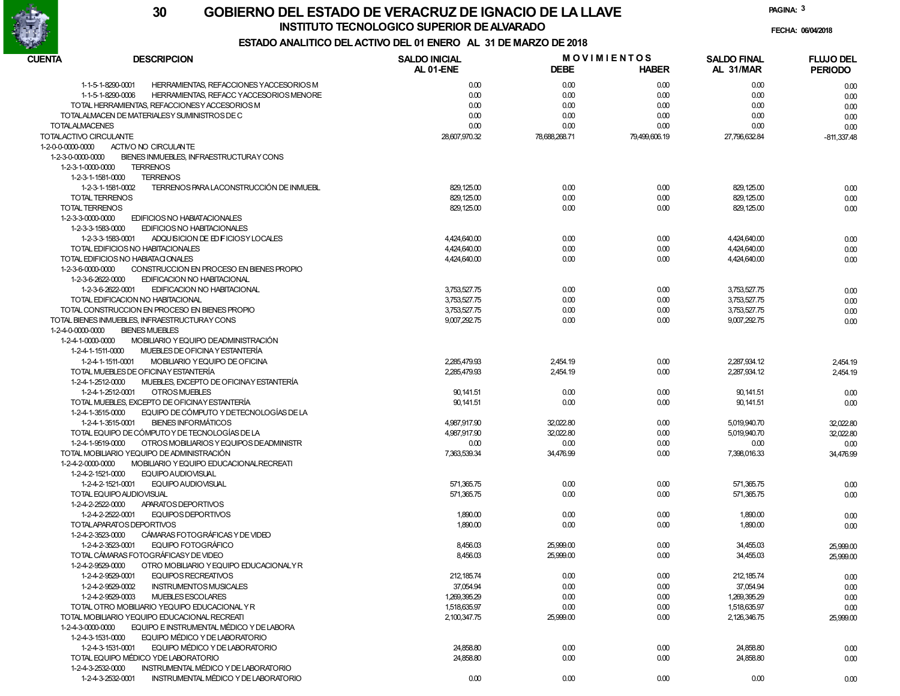# GOBIERNO DEL ESTADO DE VERACRUZ DE IGNACIO DE LA LLAVE

## INSTITUTO TECNOLOGICO SUPERIOR DE ALVARADO

### ESTADO ANALITICO DEL ACTIVO DEL 01 ENERO AL 31 DE MARZO DE 2018

FECHA: 06/04/2018

| CUENTA | DESCRIPCION | SALDO INICIAL AL 01-ENE | MOVIMIENTOS DEBE | MOVIMIENTOS HABER | SALDO FINAL AL 31/MAR | FLUJO DEL PERIODO |
|---|---|---|---|---|---|---|
| 1-1-5-1-8290-0001 | HERRAMIENTAS, REFACCIONES Y ACCESORIOS M | 0.00 | 0.00 | 0.00 | 0.00 | 0.00 |
| 1-1-5-1-8290-0006 | HERRAMIENTAS, REFACC Y ACCESORIOS MENORE | 0.00 | 0.00 | 0.00 | 0.00 | 0.00 |
| TOTAL HERRAMIENTAS, REFACCIONES Y ACCESORIOS M | | 0.00 | 0.00 | 0.00 | 0.00 | 0.00 |
| TOTAL ALMACEN DE MATERIALES Y SUMINISTROS DE C | | 0.00 | 0.00 | 0.00 | 0.00 | 0.00 |
| TOTAL ALMACENES | | 0.00 | 0.00 | 0.00 | 0.00 | 0.00 |
| TOTAL ACTIVO CIRCULANTE | | 28,607,970.32 | 78,688,268.71 | 79,499,606.19 | 27,796,632.84 | -811,337.48 |
| 1-2-0-0-0000-0000 | ACTIVO NO CIRCULANTE | | | | | |
| 1-2-3-0-0000-0000 | BIENES INMUEBLES, INFRAESTRUCTURA Y CONS | | | | | |
| 1-2-3-1-0000-0000 | TERRENOS | | | | | |
| 1-2-3-1-1581-0000 | TERRENOS | | | | | |
| 1-2-3-1-1581-0002 | TERRENOS PARA LA CONSTRUCCIÓN DE INMUEBL | 829,125.00 | 0.00 | 0.00 | 829,125.00 | 0.00 |
| TOTAL TERRENOS | | 829,125.00 | 0.00 | 0.00 | 829,125.00 | 0.00 |
| TOTAL TERRENOS | | 829,125.00 | 0.00 | 0.00 | 829,125.00 | 0.00 |
| 1-2-3-3-0000-0000 | EDIFICIOS NO HABITACIONALES | | | | | |
| 1-2-3-3-1583-0000 | EDIFICIOS NO HABITACIONALES | | | | | |
| 1-2-3-3-1583-0001 | ADQUISICION DE EDIFICIOS Y LOCALES | 4,424,640.00 | 0.00 | 0.00 | 4,424,640.00 | 0.00 |
| TOTAL EDIFICIOS NO HABITACIONALES | | 4,424,640.00 | 0.00 | 0.00 | 4,424,640.00 | 0.00 |
| TOTAL EDIFICIOS NO HABIATACIONALES | | 4,424,640.00 | 0.00 | 0.00 | 4,424,640.00 | 0.00 |
| 1-2-3-6-0000-0000 | CONSTRUCCION EN PROCESO EN BIENES PROPIO | | | | | |
| 1-2-3-6-2622-0000 | EDIFICACION NO HABITACIONAL | | | | | |
| 1-2-3-6-2622-0001 | EDIFICACION NO HABITACIONAL | 3,753,527.75 | 0.00 | 0.00 | 3,753,527.75 | 0.00 |
| TOTAL EDIFICACION NO HABITACIONAL | | 3,753,527.75 | 0.00 | 0.00 | 3,753,527.75 | 0.00 |
| TOTAL CONSTRUCCION EN PROCESO EN BIENES PROPIO | | 3,753,527.75 | 0.00 | 0.00 | 3,753,527.75 | 0.00 |
| TOTAL BIENES INMUEBLES, INFRAESTRUCTURA Y CONS | | 9,007,292.75 | 0.00 | 0.00 | 9,007,292.75 | 0.00 |
| 1-2-4-0-0000-0000 | BIENES MUEBLES | | | | | |
| 1-2-4-1-0000-0000 | MOBILIARIO Y EQUIPO DE ADMINISTRACIÓN | | | | | |
| 1-2-4-1-1511-0000 | MUEBLES DE OFICINA Y ESTANTERÍA | | | | | |
| 1-2-4-1-1511-0001 | MOBILIARIO Y EQUIPO DE OFICINA | 2,285,479.93 | 2,454.19 | 0.00 | 2,287,934.12 | 2,454.19 |
| TOTAL MUEBLES DE OFICINA Y ESTANTERÍA | | 2,285,479.93 | 2,454.19 | 0.00 | 2,287,934.12 | 2,454.19 |
| 1-2-4-1-2512-0000 | MUEBLES, EXCEPTO DE OFICINA Y ESTANTERÍA | | | | | |
| 1-2-4-1-2512-0001 | OTROS MUEBLES | 90,141.51 | 0.00 | 0.00 | 90,141.51 | 0.00 |
| TOTAL MUEBLES, EXCEPTO DE OFICINA Y ESTANTERÍA | | 90,141.51 | 0.00 | 0.00 | 90,141.51 | 0.00 |
| 1-2-4-1-3515-0000 | EQUIPO DE CÓMPUTO Y DE TECNOLOGÍAS DE LA | | | | | |
| 1-2-4-1-3515-0001 | BIENES INFORMÁTICOS | 4,987,917.90 | 32,022.80 | 0.00 | 5,019,940.70 | 32,022.80 |
| TOTAL EQUIPO DE CÓMPUTO Y DE TECNOLOGÍAS DE LA | | 4,987,917.90 | 32,022.80 | 0.00 | 5,019,940.70 | 32,022.80 |
| 1-2-4-1-9519-0000 | OTROS MOBILIARIOS Y EQUIPOS DE ADMINISTR | 0.00 | 0.00 | 0.00 | 0.00 | 0.00 |
| TOTAL MOBILIARIO Y EQUIPO DE ADMINISTRACIÓN | | 7,363,539.34 | 34,476.99 | 0.00 | 7,398,016.33 | 34,476.99 |
| 1-2-4-2-0000-0000 | MOBILIARIO Y EQUIPO EDUCACIONAL RECREATI | | | | | |
| 1-2-4-2-1521-0000 | EQUIPO AUDIOVISUAL | | | | | |
| 1-2-4-2-1521-0001 | EQUIPO AUDIOVISUAL | 571,365.75 | 0.00 | 0.00 | 571,365.75 | 0.00 |
| TOTAL EQUIPO AUDIOVISUAL | | 571,365.75 | 0.00 | 0.00 | 571,365.75 | 0.00 |
| 1-2-4-2-2522-0000 | APARATOS DEPORTIVOS | | | | | |
| 1-2-4-2-2522-0001 | EQUIPOS DEPORTIVOS | 1,890.00 | 0.00 | 0.00 | 1,890.00 | 0.00 |
| TOTAL APARATOS DEPORTIVOS | | 1,890.00 | 0.00 | 0.00 | 1,890.00 | 0.00 |
| 1-2-4-2-3523-0000 | CÁMARAS FOTOGRÁFICAS Y DE VIDEO | | | | | |
| 1-2-4-2-3523-0001 | EQUIPO FOTOGRÁFICO | 8,456.03 | 25,999.00 | 0.00 | 34,455.03 | 25,999.00 |
| TOTAL CÁMARAS FOTOGRÁFICAS Y DE VIDEO | | 8,456.03 | 25,999.00 | 0.00 | 34,455.03 | 25,999.00 |
| 1-2-4-2-9529-0000 | OTRO MOBILIARIO Y EQUIPO EDUCACIONAL Y R | | | | | |
| 1-2-4-2-9529-0001 | EQUIPOS RECREATIVOS | 212,185.74 | 0.00 | 0.00 | 212,185.74 | 0.00 |
| 1-2-4-2-9529-0002 | INSTRUMENTOS MUSICALES | 37,054.94 | 0.00 | 0.00 | 37,054.94 | 0.00 |
| 1-2-4-2-9529-0003 | MUEBLES ESCOLARES | 1,269,395.29 | 0.00 | 0.00 | 1,269,395.29 | 0.00 |
| TOTAL OTRO MOBILIARIO Y EQUIPO EDUCACIONAL Y R | | 1,518,635.97 | 0.00 | 0.00 | 1,518,635.97 | 0.00 |
| TOTAL MOBILIARIO Y EQUIPO EDUCACIONAL RECREATI | | 2,100,347.75 | 25,999.00 | 0.00 | 2,126,346.75 | 25,999.00 |
| 1-2-4-3-0000-0000 | EQUIPO E INSTRUMENTAL MÉDICO Y DE LABORA | | | | | |
| 1-2-4-3-1531-0000 | EQUIPO MÉDICO Y DE LABORATORIO | | | | | |
| 1-2-4-3-1531-0001 | EQUIPO MÉDICO Y DE LABORATORIO | 24,858.80 | 0.00 | 0.00 | 24,858.80 | 0.00 |
| TOTAL EQUIPO MÉDICO Y DE LABORATORIO | | 24,858.80 | 0.00 | 0.00 | 24,858.80 | 0.00 |
| 1-2-4-3-2532-0000 | INSTRUMENTAL MÉDICO Y DE LABORATORIO | | | | | |
| 1-2-4-3-2532-0001 | INSTRUMENTAL MÉDICO Y DE LABORATORIO | 0.00 | 0.00 | 0.00 | 0.00 | 0.00 |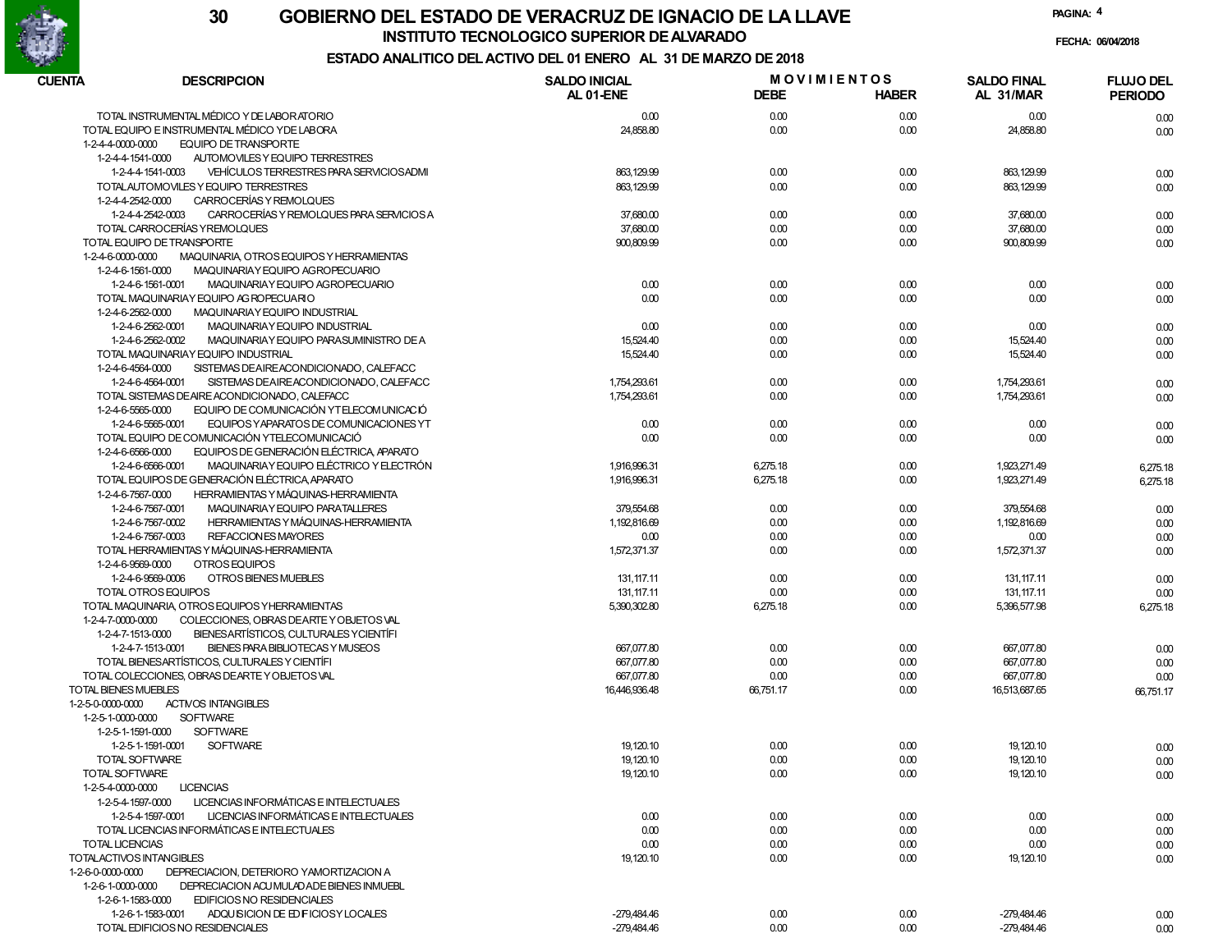# GOBIERNO DEL ESTADO DE VERACRUZ DE IGNACIO DE LA LLAVE

## INSTITUTO TECNOLOGICO SUPERIOR DE ALVARADO

### ESTADO ANALITICO DEL ACTIVO DEL 01 ENERO AL 31 DE MARZO DE 2018

FECHA: 06/04/2018

| CUENTA | DESCRIPCION | SALDO INICIAL AL 01-ENE | MOVIMIENTOS DEBE | MOVIMIENTOS HABER | SALDO FINAL AL 31/MAR | FLUJO DEL PERIODO |
|---|---|---|---|---|---|---|
| | TOTAL INSTRUMENTAL MÉDICO Y DE LABORATORIO | 0.00 | 0.00 | 0.00 | 0.00 | 0.00 |
| | TOTAL EQUIPO E INSTRUMENTAL MÉDICO Y DE LABORA | 24,858.80 | 0.00 | 0.00 | 24,858.80 | 0.00 |
| 1-2-4-4-0000-0000 | EQUIPO DE TRANSPORTE | | | | | |
| 1-2-4-4-1541-0000 | AUTOMOVILES Y EQUIPO TERRESTRES | | | | | |
| 1-2-4-4-1541-0003 | VEHÍCULOS TERRESTRES PARA SERVICIOS ADMI | 863,129.99 | 0.00 | 0.00 | 863,129.99 | 0.00 |
| | TOTAL AUTOMOVILES Y EQUIPO TERRESTRES | 863,129.99 | 0.00 | 0.00 | 863,129.99 | 0.00 |
| 1-2-4-4-2542-0000 | CARROCERÍAS Y REMOLQUES | | | | | |
| 1-2-4-4-2542-0003 | CARROCERÍAS Y REMOLQUES PARA SERVICIOS A | 37,680.00 | 0.00 | 0.00 | 37,680.00 | 0.00 |
| | TOTAL CARROCERÍAS Y REMOLQUES | 37,680.00 | 0.00 | 0.00 | 37,680.00 | 0.00 |
| | TOTAL EQUIPO DE TRANSPORTE | 900,809.99 | 0.00 | 0.00 | 900,809.99 | 0.00 |
| 1-2-4-6-0000-0000 | MAQUINARIA, OTROS EQUIPOS Y HERRAMIENTAS | | | | | |
| 1-2-4-6-1561-0000 | MAQUINARIA Y EQUIPO AGROPECUARIO | | | | | |
| 1-2-4-6-1561-0001 | MAQUINARIA Y EQUIPO AGROPECUARIO | 0.00 | 0.00 | 0.00 | 0.00 | 0.00 |
| | TOTAL MAQUINARIA Y EQUIPO AGROPECUARIO | 0.00 | 0.00 | 0.00 | 0.00 | 0.00 |
| 1-2-4-6-2562-0000 | MAQUINARIA Y EQUIPO INDUSTRIAL | | | | | |
| 1-2-4-6-2562-0001 | MAQUINARIA Y EQUIPO INDUSTRIAL | 0.00 | 0.00 | 0.00 | 0.00 | 0.00 |
| 1-2-4-6-2562-0002 | MAQUINARIA Y EQUIPO PARA SUMINISTRO DE A | 15,524.40 | 0.00 | 0.00 | 15,524.40 | 0.00 |
| | TOTAL MAQUINARIA Y EQUIPO INDUSTRIAL | 15,524.40 | 0.00 | 0.00 | 15,524.40 | 0.00 |
| 1-2-4-6-4564-0000 | SISTEMAS DE AIRE ACONDICIONADO, CALEFACC | | | | | |
| 1-2-4-6-4564-0001 | SISTEMAS DE AIRE ACONDICIONADO, CALEFACC | 1,754,293.61 | 0.00 | 0.00 | 1,754,293.61 | 0.00 |
| | TOTAL SISTEMAS DE AIRE ACONDICIONADO, CALEFACC | 1,754,293.61 | 0.00 | 0.00 | 1,754,293.61 | 0.00 |
| 1-2-4-6-5565-0000 | EQUIPO DE COMUNICACIÓN Y TELECOMUNICACIÓ | | | | | |
| 1-2-4-6-5565-0001 | EQUIPOS Y APARATOS DE COMUNICACIONES Y T | 0.00 | 0.00 | 0.00 | 0.00 | 0.00 |
| | TOTAL EQUIPO DE COMUNICACIÓN Y TELECOMUNICACIÓ | 0.00 | 0.00 | 0.00 | 0.00 | 0.00 |
| 1-2-4-6-6566-0000 | EQUIPOS DE GENERACIÓN ELÉCTRICA, APARATO | | | | | |
| 1-2-4-6-6566-0001 | MAQUINARIA Y EQUIPO ELÉCTRICO Y ELECTRÓN | 1,916,996.31 | 6,275.18 | 0.00 | 1,923,271.49 | 6,275.18 |
| | TOTAL EQUIPOS DE GENERACIÓN ELÉCTRICA, APARATO | 1,916,996.31 | 6,275.18 | 0.00 | 1,923,271.49 | 6,275.18 |
| 1-2-4-6-7567-0000 | HERRAMIENTAS Y MÁQUINAS-HERRAMIENTA | | | | | |
| 1-2-4-6-7567-0001 | MAQUINARIA Y EQUIPO PARA TALLERES | 379,554.68 | 0.00 | 0.00 | 379,554.68 | 0.00 |
| 1-2-4-6-7567-0002 | HERRAMIENTAS Y MÁQUINAS-HERRAMIENTA | 1,192,816.69 | 0.00 | 0.00 | 1,192,816.69 | 0.00 |
| 1-2-4-6-7567-0003 | REFACCIONES MAYORES | 0.00 | 0.00 | 0.00 | 0.00 | 0.00 |
| | TOTAL HERRAMIENTAS Y MÁQUINAS-HERRAMIENTA | 1,572,371.37 | 0.00 | 0.00 | 1,572,371.37 | 0.00 |
| 1-2-4-6-9569-0000 | OTROS EQUIPOS | | | | | |
| 1-2-4-6-9569-0006 | OTROS BIENES MUEBLES | 131,117.11 | 0.00 | 0.00 | 131,117.11 | 0.00 |
| | TOTAL OTROS EQUIPOS | 131,117.11 | 0.00 | 0.00 | 131,117.11 | 0.00 |
| | TOTAL MAQUINARIA, OTROS EQUIPOS Y HERRAMIENTAS | 5,390,302.80 | 6,275.18 | 0.00 | 5,396,577.98 | 6,275.18 |
| 1-2-4-7-0000-0000 | COLECCIONES, OBRAS DE ARTE Y OBJETOS VAL | | | | | |
| 1-2-4-7-1513-0000 | BIENES ARTÍSTICOS, CULTURALES Y CIENTÍFI | | | | | |
| 1-2-4-7-1513-0001 | BIENES PARA BIBLIOTECAS Y MUSEOS | 667,077.80 | 0.00 | 0.00 | 667,077.80 | 0.00 |
| | TOTAL BIENES ARTÍSTICOS, CULTURALES Y CIENTÍFI | 667,077.80 | 0.00 | 0.00 | 667,077.80 | 0.00 |
| | TOTAL COLECCIONES, OBRAS DE ARTE Y OBJETOS VAL | 667,077.80 | 0.00 | 0.00 | 667,077.80 | 0.00 |
| | TOTAL BIENES MUEBLES | 16,446,936.48 | 66,751.17 | 0.00 | 16,513,687.65 | 66,751.17 |
| 1-2-5-0-0000-0000 | ACTIVOS INTANGIBLES | | | | | |
| 1-2-5-1-0000-0000 | SOFTWARE | | | | | |
| 1-2-5-1-1591-0000 | SOFTWARE | | | | | |
| 1-2-5-1-1591-0001 | SOFTWARE | 19,120.10 | 0.00 | 0.00 | 19,120.10 | 0.00 |
| | TOTAL SOFTWARE | 19,120.10 | 0.00 | 0.00 | 19,120.10 | 0.00 |
| | TOTAL SOFTWARE | 19,120.10 | 0.00 | 0.00 | 19,120.10 | 0.00 |
| 1-2-5-4-0000-0000 | LICENCIAS | | | | | |
| 1-2-5-4-1597-0000 | LICENCIAS INFORMÁTICAS E INTELECTUALES | | | | | |
| 1-2-5-4-1597-0001 | LICENCIAS INFORMÁTICAS E INTELECTUALES | 0.00 | 0.00 | 0.00 | 0.00 | 0.00 |
| | TOTAL LICENCIAS INFORMÁTICAS E INTELECTUALES | 0.00 | 0.00 | 0.00 | 0.00 | 0.00 |
| | TOTAL LICENCIAS | 0.00 | 0.00 | 0.00 | 0.00 | 0.00 |
| | TOTAL ACTIVOS INTANGIBLES | 19,120.10 | 0.00 | 0.00 | 19,120.10 | 0.00 |
| 1-2-6-0-0000-0000 | DEPRECIACION, DETERIORO Y AMORTIZACION A | | | | | |
| 1-2-6-1-0000-0000 | DEPRECIACION ACUMULADA DE BIENES INMUEBL | | | | | |
| 1-2-6-1-1583-0000 | EDIFICIOS NO RESIDENCIALES | | | | | |
| 1-2-6-1-1583-0001 | ADQUISICION DE EDIFICIOS Y LOCALES | -279,484.46 | 0.00 | 0.00 | -279,484.46 | 0.00 |
| | TOTAL EDIFICIOS NO RESIDENCIALES | -279,484.46 | 0.00 | 0.00 | -279,484.46 | 0.00 |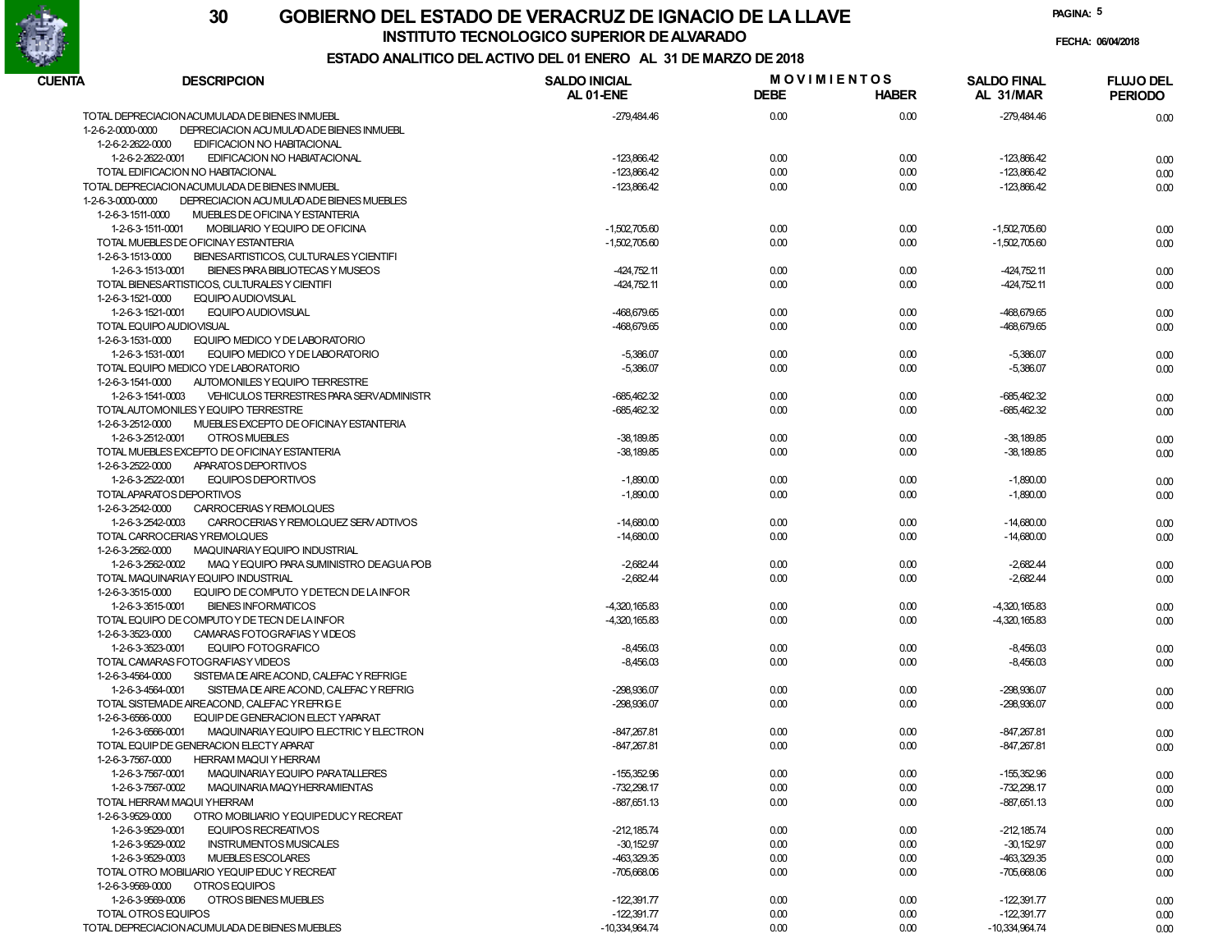# GOBIERNO DEL ESTADO DE VERACRUZ DE IGNACIO DE LA LLAVE

## INSTITUTO TECNOLOGICO SUPERIOR DE ALVARADO

### ESTADO ANALITICO DEL ACTIVO DEL 01 ENERO AL 31 DE MARZO DE 2018

FECHA: 06/04/2018

| CUENTA | DESCRIPCION | SALDO INICIAL AL 01-ENE | MOVIMIENTOS DEBE | MOVIMIENTOS HABER | SALDO FINAL AL 31/MAR | FLUJO DEL PERIODO |
|---|---|---|---|---|---|---|
| | TOTAL DEPRECIACION ACUMULADA DE BIENES INMUEBL | -279,484.46 | 0.00 | 0.00 | -279,484.46 | 0.00 |
| 1-2-6-2-0000-0000 | DEPRECIACION ACUMULADA DE BIENES INMUEBL | | | | | |
| 1-2-6-2-2622-0000 | EDIFICACION NO HABITACIONAL | | | | | |
| 1-2-6-2-2622-0001 | EDIFICACION NO HABITACIONAL | -123,866.42 | 0.00 | 0.00 | -123,866.42 | 0.00 |
| | TOTAL EDIFICACION NO HABITACIONAL | -123,866.42 | 0.00 | 0.00 | -123,866.42 | 0.00 |
| | TOTAL DEPRECIACION ACUMULADA DE BIENES INMUEBL | -123,866.42 | 0.00 | 0.00 | -123,866.42 | 0.00 |
| 1-2-6-3-0000-0000 | DEPRECIACION ACUMULADA DE BIENES MUEBLES | | | | | |
| 1-2-6-3-1511-0000 | MUEBLES DE OFICINA Y ESTANTERIA | | | | | |
| 1-2-6-3-1511-0001 | MOBILIARIO Y EQUIPO DE OFICINA | -1,502,705.60 | 0.00 | 0.00 | -1,502,705.60 | 0.00 |
| | TOTAL MUEBLES DE OFICINA Y ESTANTERIA | -1,502,705.60 | 0.00 | 0.00 | -1,502,705.60 | 0.00 |
| 1-2-6-3-1513-0000 | BIENES ARTISTICOS, CULTURALES Y CIENTIFI | | | | | |
| 1-2-6-3-1513-0001 | BIENES PARA BIBLIOTECAS Y MUSEOS | -424,752.11 | 0.00 | 0.00 | -424,752.11 | 0.00 |
| | TOTAL BIENES ARTISTICOS, CULTURALES Y CIENTIFI | -424,752.11 | 0.00 | 0.00 | -424,752.11 | 0.00 |
| 1-2-6-3-1521-0000 | EQUIPO AUDIOVISUAL | | | | | |
| 1-2-6-3-1521-0001 | EQUIPO AUDIOVISUAL | -468,679.65 | 0.00 | 0.00 | -468,679.65 | 0.00 |
| | TOTAL EQUIPO AUDIOVISUAL | -468,679.65 | 0.00 | 0.00 | -468,679.65 | 0.00 |
| 1-2-6-3-1531-0000 | EQUIPO MEDICO Y DE LABORATORIO | | | | | |
| 1-2-6-3-1531-0001 | EQUIPO MEDICO Y DE LABORATORIO | -5,386.07 | 0.00 | 0.00 | -5,386.07 | 0.00 |
| | TOTAL EQUIPO MEDICO Y DE LABORATORIO | -5,386.07 | 0.00 | 0.00 | -5,386.07 | 0.00 |
| 1-2-6-3-1541-0000 | AUTOMONILES Y EQUIPO TERRESTRE | | | | | |
| 1-2-6-3-1541-0003 | VEHICULOS TERRESTRES PARA SERV ADMINISTR | -685,462.32 | 0.00 | 0.00 | -685,462.32 | 0.00 |
| | TOTAL AUTOMONILES Y EQUIPO TERRESTRE | -685,462.32 | 0.00 | 0.00 | -685,462.32 | 0.00 |
| 1-2-6-3-2512-0000 | MUEBLES EXCEPTO DE OFICINA Y ESTANTERIA | | | | | |
| 1-2-6-3-2512-0001 | OTROS MUEBLES | -38,189.85 | 0.00 | 0.00 | -38,189.85 | 0.00 |
| | TOTAL MUEBLES EXCEPTO DE OFICINA Y ESTANTERIA | -38,189.85 | 0.00 | 0.00 | -38,189.85 | 0.00 |
| 1-2-6-3-2522-0000 | APARATOS DEPORTIVOS | | | | | |
| 1-2-6-3-2522-0001 | EQUIPOS DEPORTIVOS | -1,890.00 | 0.00 | 0.00 | -1,890.00 | 0.00 |
| | TOTAL APARATOS DEPORTIVOS | -1,890.00 | 0.00 | 0.00 | -1,890.00 | 0.00 |
| 1-2-6-3-2542-0000 | CARROCERIAS Y REMOLQUES | | | | | |
| 1-2-6-3-2542-0003 | CARROCERIAS Y REMOLQUEZ SERV ADTIVOS | -14,680.00 | 0.00 | 0.00 | -14,680.00 | 0.00 |
| | TOTAL CARROCERIAS Y REMOLQUES | -14,680.00 | 0.00 | 0.00 | -14,680.00 | 0.00 |
| 1-2-6-3-2562-0000 | MAQUINARIA Y EQUIPO INDUSTRIAL | | | | | |
| 1-2-6-3-2562-0002 | MAQ Y EQUIPO PARA SUMINISTRO DE AGUA POB | -2,682.44 | 0.00 | 0.00 | -2,682.44 | 0.00 |
| | TOTAL MAQUINARIA Y EQUIPO INDUSTRIAL | -2,682.44 | 0.00 | 0.00 | -2,682.44 | 0.00 |
| 1-2-6-3-3515-0000 | EQUIPO DE COMPUTO Y DE TECN DE LA INFOR | | | | | |
| 1-2-6-3-3515-0001 | BIENES INFORMATICOS | -4,320,165.83 | 0.00 | 0.00 | -4,320,165.83 | 0.00 |
| | TOTAL EQUIPO DE COMPUTO Y DE TECN DE LA INFOR | -4,320,165.83 | 0.00 | 0.00 | -4,320,165.83 | 0.00 |
| 1-2-6-3-3523-0000 | CAMARAS FOTOGRAFIAS Y VIDEOS | | | | | |
| 1-2-6-3-3523-0001 | EQUIPO FOTOGRAFICO | -8,456.03 | 0.00 | 0.00 | -8,456.03 | 0.00 |
| | TOTAL CAMARAS FOTOGRAFIAS Y VIDEOS | -8,456.03 | 0.00 | 0.00 | -8,456.03 | 0.00 |
| 1-2-6-3-4564-0000 | SISTEMA DE AIRE ACOND, CALEFAC Y REFRIGE | | | | | |
| 1-2-6-3-4564-0001 | SISTEMA DE AIRE ACOND, CALEFAC Y REFRIG | -298,936.07 | 0.00 | 0.00 | -298,936.07 | 0.00 |
| | TOTAL SISTEMA DE AIRE ACOND, CALEFAC Y REFRIGE | -298,936.07 | 0.00 | 0.00 | -298,936.07 | 0.00 |
| 1-2-6-3-6566-0000 | EQUIP DE GENERACION ELECT Y APARAT | | | | | |
| 1-2-6-3-6566-0001 | MAQUINARIA Y EQUIPO ELECTRIC Y ELECTRON | -847,267.81 | 0.00 | 0.00 | -847,267.81 | 0.00 |
| | TOTAL EQUIP DE GENERACION ELECT Y APARAT | -847,267.81 | 0.00 | 0.00 | -847,267.81 | 0.00 |
| 1-2-6-3-7567-0000 | HERRAM MAQUI Y HERRAM | | | | | |
| 1-2-6-3-7567-0001 | MAQUINARIA Y EQUIPO PARA TALLERES | -155,352.96 | 0.00 | 0.00 | -155,352.96 | 0.00 |
| 1-2-6-3-7567-0002 | MAQUINARIA MAQ Y HERRAMIENTAS | -732,298.17 | 0.00 | 0.00 | -732,298.17 | 0.00 |
| | TOTAL HERRAM MAQUI Y HERRAM | -887,651.13 | 0.00 | 0.00 | -887,651.13 | 0.00 |
| 1-2-6-3-9529-0000 | OTRO MOBILIARIO Y EQUIP EDUC Y RECREAT | | | | | |
| 1-2-6-3-9529-0001 | EQUIPOS RECREATIVOS | -212,185.74 | 0.00 | 0.00 | -212,185.74 | 0.00 |
| 1-2-6-3-9529-0002 | INSTRUMENTOS MUSICALES | -30,152.97 | 0.00 | 0.00 | -30,152.97 | 0.00 |
| 1-2-6-3-9529-0003 | MUEBLES ESCOLARES | -463,329.35 | 0.00 | 0.00 | -463,329.35 | 0.00 |
| | TOTAL OTRO MOBILIARIO Y EQUIP EDUC Y RECREAT | -705,668.06 | 0.00 | 0.00 | -705,668.06 | 0.00 |
| 1-2-6-3-9569-0000 | OTROS EQUIPOS | | | | | |
| 1-2-6-3-9569-0006 | OTROS BIENES MUEBLES | -122,391.77 | 0.00 | 0.00 | -122,391.77 | 0.00 |
| | TOTAL OTROS EQUIPOS | -122,391.77 | 0.00 | 0.00 | -122,391.77 | 0.00 |
| | TOTAL DEPRECIACION ACUMULADA DE BIENES MUEBLES | -10,334,964.74 | 0.00 | 0.00 | -10,334,964.74 | 0.00 |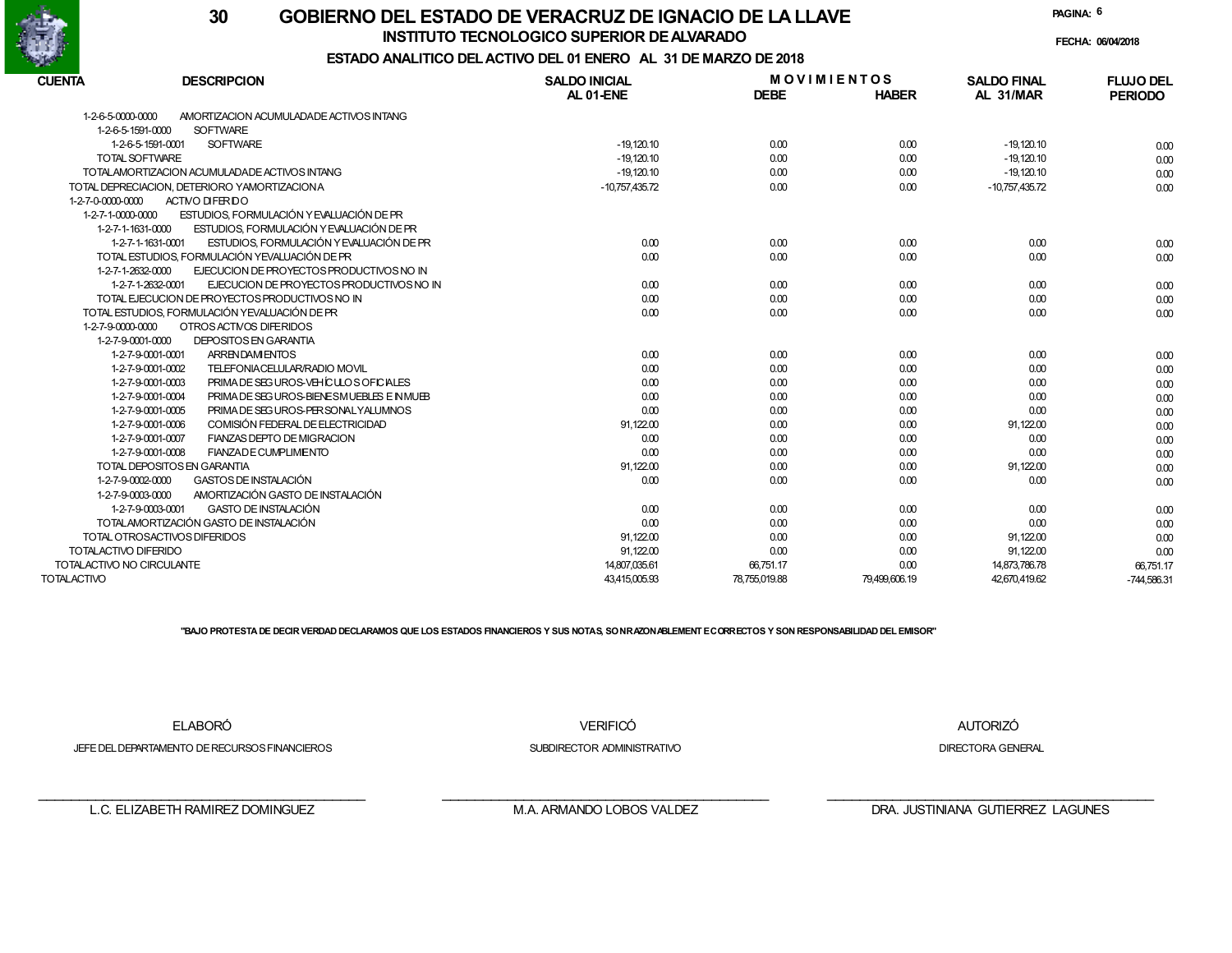# GOBIERNO DEL ESTADO DE VERACRUZ DE IGNACIO DE LA LLAVE

## INSTITUTO TECNOLOGICO SUPERIOR DE ALVARADO

### ESTADO ANALITICO DEL ACTIVO DEL 01 ENERO AL 31 DE MARZO DE 2018

FECHA: 06/04/2018

| CUENTA | DESCRIPCION | SALDO INICIAL AL 01-ENE | MOVIMIENTOS DEBE | MOVIMIENTOS HABER | SALDO FINAL AL 31/MAR | FLUJO DEL PERIODO |
|---|---|---|---|---|---|---|
| 1-2-6-5-0000-0000 | AMORTIZACION ACUMULADA DE ACTIVOS INTANG | | | | | |
| 1-2-6-5-1591-0000 | SOFTWARE | | | | | |
| 1-2-6-5-1591-0001 | SOFTWARE | -19,120.10 | 0.00 | 0.00 | -19,120.10 | 0.00 |
| | TOTAL SOFTWARE | -19,120.10 | 0.00 | 0.00 | -19,120.10 | 0.00 |
| | TOTAL AMORTIZACION ACUMULADA DE ACTIVOS INTANG | -19,120.10 | 0.00 | 0.00 | -19,120.10 | 0.00 |
| | TOTAL DEPRECIACION, DETERIORO Y AMORTIZACION A | -10,757,435.72 | 0.00 | 0.00 | -10,757,435.72 | 0.00 |
| 1-2-7-0-0000-0000 | ACTIVO DIFERIDO | | | | | |
| 1-2-7-1-0000-0000 | ESTUDIOS, FORMULACIÓN Y EVALUACIÓN DE PR | | | | | |
| 1-2-7-1-1631-0000 | ESTUDIOS, FORMULACIÓN Y EVALUACIÓN DE PR | | | | | |
| 1-2-7-1-1631-0001 | ESTUDIOS, FORMULACIÓN Y EVALUACIÓN DE PR | 0.00 | 0.00 | 0.00 | 0.00 | 0.00 |
| | TOTAL ESTUDIOS, FORMULACIÓN Y EVALUACIÓN DE PR | 0.00 | 0.00 | 0.00 | 0.00 | 0.00 |
| 1-2-7-1-2632-0000 | EJECUCION DE PROYECTOS PRODUCTIVOS NO IN | | | | | |
| 1-2-7-1-2632-0001 | EJECUCION DE PROYECTOS PRODUCTIVOS NO IN | 0.00 | 0.00 | 0.00 | 0.00 | 0.00 |
| | TOTAL EJECUCION DE PROYECTOS PRODUCTIVOS NO IN | 0.00 | 0.00 | 0.00 | 0.00 | 0.00 |
| | TOTAL ESTUDIOS, FORMULACIÓN Y EVALUACIÓN DE PR | 0.00 | 0.00 | 0.00 | 0.00 | 0.00 |
| 1-2-7-9-0000-0000 | OTROS ACTIVOS DIFERIDOS | | | | | |
| 1-2-7-9-0001-0000 | DEPOSITOS EN GARANTIA | | | | | |
| 1-2-7-9-0001-0001 | ARRENDAMIENTOS | 0.00 | 0.00 | 0.00 | 0.00 | 0.00 |
| 1-2-7-9-0001-0002 | TELEFONIA CELULAR/RADIO MOVIL | 0.00 | 0.00 | 0.00 | 0.00 | 0.00 |
| 1-2-7-9-0001-0003 | PRIMA DE SEGUROS-VEHÍCULOS OFICIALES | 0.00 | 0.00 | 0.00 | 0.00 | 0.00 |
| 1-2-7-9-0001-0004 | PRIMA DE SEGUROS-BIENES MUEBLES E INMUEB | 0.00 | 0.00 | 0.00 | 0.00 | 0.00 |
| 1-2-7-9-0001-0005 | PRIMA DE SEGUROS-PERSONAL Y ALUMNOS | 0.00 | 0.00 | 0.00 | 0.00 | 0.00 |
| 1-2-7-9-0001-0006 | COMISIÓN FEDERAL DE ELECTRICIDAD | 91,122.00 | 0.00 | 0.00 | 91,122.00 | 0.00 |
| 1-2-7-9-0001-0007 | FIANZAS DEPTO DE MIGRACION | 0.00 | 0.00 | 0.00 | 0.00 | 0.00 |
| 1-2-7-9-0001-0008 | FIANZA DE CUMPLIMIENTO | 0.00 | 0.00 | 0.00 | 0.00 | 0.00 |
| | TOTAL DEPOSITOS EN GARANTIA | 91,122.00 | 0.00 | 0.00 | 91,122.00 | 0.00 |
| 1-2-7-9-0002-0000 | GASTOS DE INSTALACIÓN | 0.00 | 0.00 | 0.00 | 0.00 | 0.00 |
| 1-2-7-9-0003-0000 | AMORTIZACIÓN GASTO DE INSTALACIÓN | | | | | |
| 1-2-7-9-0003-0001 | GASTO DE INSTALACIÓN | 0.00 | 0.00 | 0.00 | 0.00 | 0.00 |
| | TOTAL AMORTIZACIÓN GASTO DE INSTALACIÓN | 0.00 | 0.00 | 0.00 | 0.00 | 0.00 |
| | TOTAL OTROS ACTIVOS DIFERIDOS | 91,122.00 | 0.00 | 0.00 | 91,122.00 | 0.00 |
| | TOTAL ACTIVO DIFERIDO | 91,122.00 | 0.00 | 0.00 | 91,122.00 | 0.00 |
| | TOTAL ACTIVO NO CIRCULANTE | 14,807,035.61 | 66,751.17 | 0.00 | 14,873,786.78 | 66,751.17 |
| | TOTAL ACTIVO | 43,415,005.93 | 78,755,019.88 | 79,499,606.19 | 42,670,419.62 | -744,586.31 |

**"BAJO PROTESTA DE DECIR VERDAD DECLARAMOS QUE LOS ESTADOS FINANCIEROS Y SUS NOTAS, SON RAZONABLEMENTE CORRECTOS Y SON RESPONSABILIDAD DEL EMISOR"**

| ELABORÓ | VERIFICÓ | AUTORIZÓ |
|---|---|---|
| JEFE DEL DEPARTAMENTO DE RECURSOS FINANCIEROS | SUBDIRECTOR ADMINISTRATIVO | DIRECTORA GENERAL |
| L.C. ELIZABETH RAMIREZ DOMINGUEZ | M.A. ARMANDO LOBOS VALDEZ | DRA. JUSTINIANA GUTIERREZ LAGUNES |